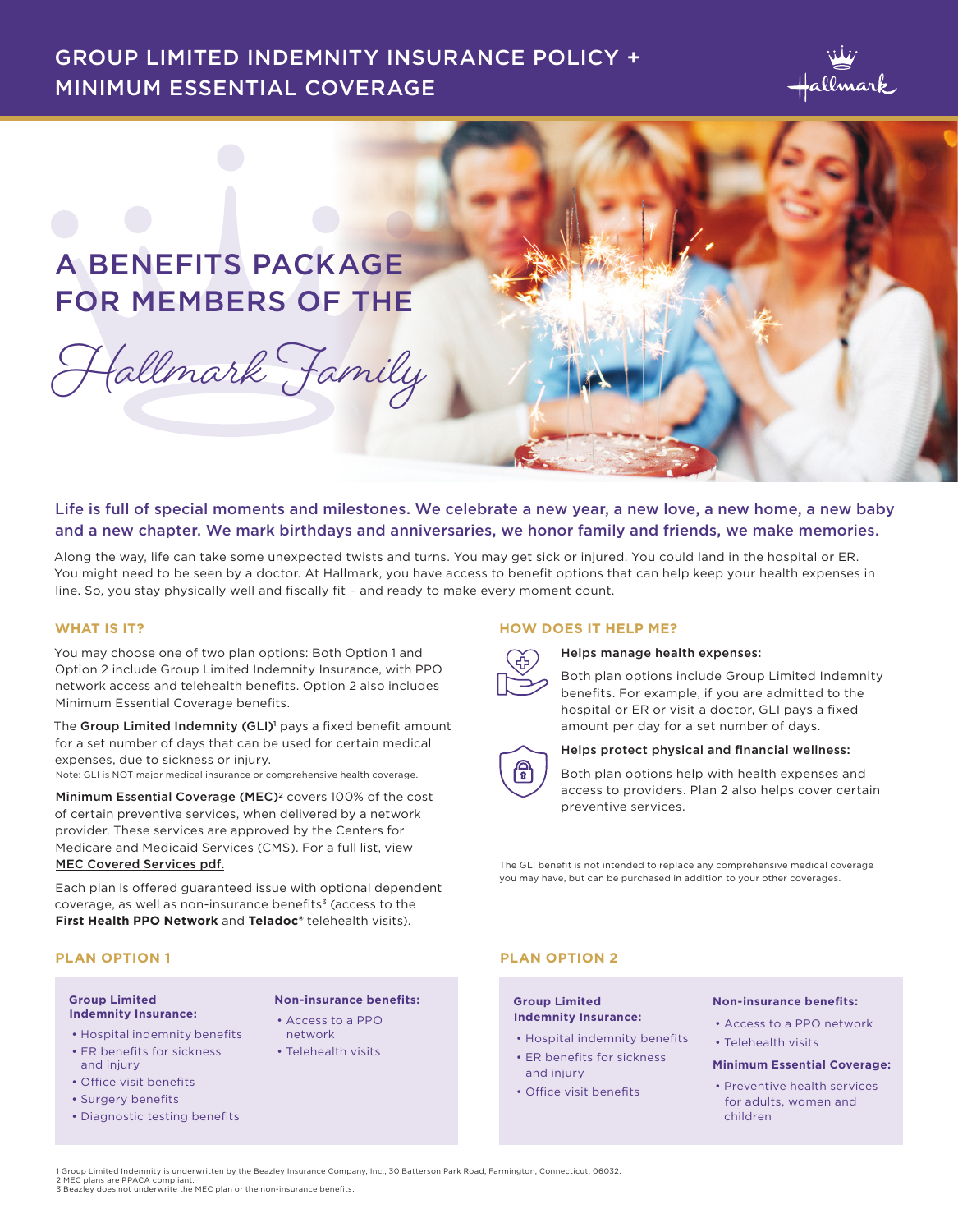# GROUP LIMITED INDEMNITY INSURANCE POLICY + MINIMUM ESSENTIAL COVERAGE

## A BENEFITS PACKAGE FOR MEMBERS OF THE *Hallmark Family*

**Life is full of special moments and milestones. We celebrate a new year, a new love, a new home, a new baby and a new chapter. We mark birthdays and anniversaries, we honor family and friends, we make memories.**

Along the way, life can take some unexpected twists and turns. You may get sick or injured. You could land in the hospital or ER. You might need to be seen by a doctor. At Hallmark, you have access to benefit options that can help keep your health expenses in line. So, you stay physically well and fiscally fit – and ready to make every moment count.

### WHAT IS IT?

You may choose one of two plan options: Both Option 1 and Option 2 include Group Limited Indemnity Insurance, with PPO network access and telehealth benefits. Option 2 also includes Minimum Essential Coverage benefits.

The **Group Limited Indemnity (GLI)**[1] pays a fixed benefit amount for a set number of days that can be used for certain medical expenses, due to sickness or injury.
Note: GLI is NOT major medical insurance or comprehensive health coverage.

**Minimum Essential Coverage (MEC)**[2] covers 100% of the cost of certain preventive services, when delivered by a network provider. These services are approved by the Centers for Medicare and Medicaid Services (CMS). For a full list, view MEC Covered Services pdf.

Each plan is offered guaranteed issue with optional dependent coverage, as well as non-insurance benefits[3] (access to the **First Health PPO Network** and **Teladoc**® telehealth visits).

### HOW DOES IT HELP ME?

**Helps manage health expenses:**

Both plan options include Group Limited Indemnity benefits. For example, if you are admitted to the hospital or ER or visit a doctor, GLI pays a fixed amount per day for a set number of days.

**Helps protect physical and financial wellness:**

Both plan options help with health expenses and access to providers. Plan 2 also helps cover certain preventive services.

The GLI benefit is not intended to replace any comprehensive medical coverage you may have, but can be purchased in addition to your other coverages.

### PLAN OPTION 1

**Group Limited Indemnity Insurance:**

- Hospital indemnity benefits
- ER benefits for sickness and injury
- Office visit benefits
- Surgery benefits
- Diagnostic testing benefits

**Non-insurance benefits:**

- Access to a PPO network
- Telehealth visits

### PLAN OPTION 2

**Group Limited Indemnity Insurance:**

- Hospital indemnity benefits
- ER benefits for sickness and injury
- Office visit benefits

**Non-insurance benefits:**

- Access to a PPO network
- Telehealth visits

**Minimum Essential Coverage:**

- Preventive health services for adults, women and children

1 Group Limited Indemnity is underwritten by the Beazley Insurance Company, Inc., 30 Batterson Park Road, Farmington, Connecticut. 06032.
2 MEC plans are PPACA compliant.
3 Beazley does not underwrite the MEC plan or the non-insurance benefits.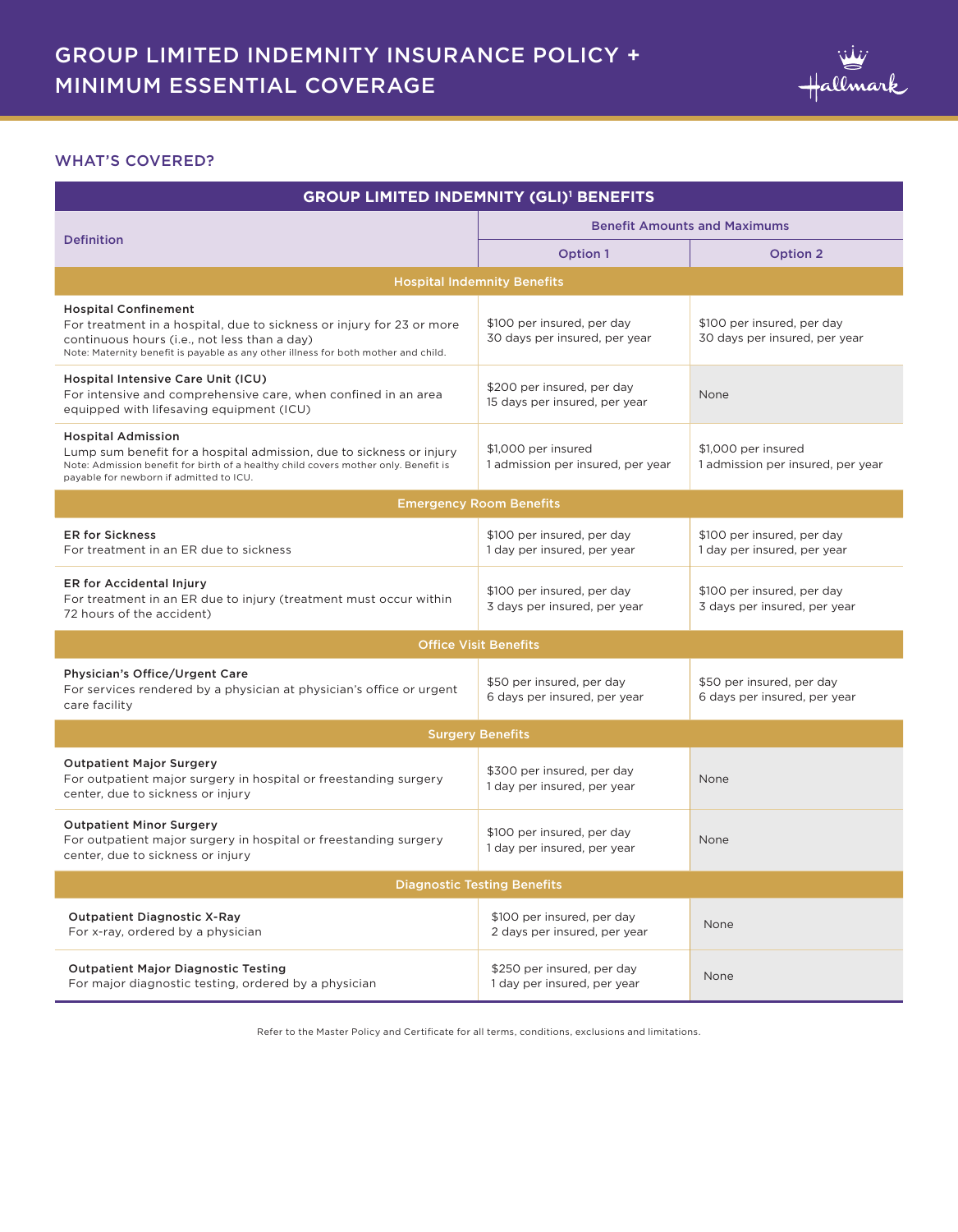# GROUP LIMITED INDEMNITY INSURANCE POLICY + MINIMUM ESSENTIAL COVERAGE

## WHAT'S COVERED?

**GROUP LIMITED INDEMNITY (GLI)[1] BENEFITS**

| Definition | Benefit Amounts and Maximums | |
|---|---|---|
| | Option 1 | Option 2 |
| **Hospital Indemnity Benefits** | | |
| **Hospital Confinement**<br>For treatment in a hospital, due to sickness or injury for 23 or more continuous hours (i.e., not less than a day)<br>Note: Maternity benefit is payable as any other illness for both mother and child. | $100 per insured, per day<br>30 days per insured, per year | $100 per insured, per day<br>30 days per insured, per year |
| **Hospital Intensive Care Unit (ICU)**<br>For intensive and comprehensive care, when confined in an area equipped with lifesaving equipment (ICU) | $200 per insured, per day<br>15 days per insured, per year | None |
| **Hospital Admission**<br>Lump sum benefit for a hospital admission, due to sickness or injury<br>Note: Admission benefit for birth of a healthy child covers mother only. Benefit is payable for newborn if admitted to ICU. | $1,000 per insured<br>1 admission per insured, per year | $1,000 per insured<br>1 admission per insured, per year |
| **Emergency Room Benefits** | | |
| **ER for Sickness**<br>For treatment in an ER due to sickness | $100 per insured, per day<br>1 day per insured, per year | $100 per insured, per day<br>1 day per insured, per year |
| **ER for Accidental Injury**<br>For treatment in an ER due to injury (treatment must occur within 72 hours of the accident) | $100 per insured, per day<br>3 days per insured, per year | $100 per insured, per day<br>3 days per insured, per year |
| **Office Visit Benefits** | | |
| **Physician's Office/Urgent Care**<br>For services rendered by a physician at physician's office or urgent care facility | $50 per insured, per day<br>6 days per insured, per year | $50 per insured, per day<br>6 days per insured, per year |
| **Surgery Benefits** | | |
| **Outpatient Major Surgery**<br>For outpatient major surgery in hospital or freestanding surgery center, due to sickness or injury | $300 per insured, per day<br>1 day per insured, per year | None |
| **Outpatient Minor Surgery**<br>For outpatient major surgery in hospital or freestanding surgery center, due to sickness or injury | $100 per insured, per day<br>1 day per insured, per year | None |
| **Diagnostic Testing Benefits** | | |
| **Outpatient Diagnostic X-Ray**<br>For x-ray, ordered by a physician | $100 per insured, per day<br>2 days per insured, per year | None |
| **Outpatient Major Diagnostic Testing**<br>For major diagnostic testing, ordered by a physician | $250 per insured, per day<br>1 day per insured, per year | None |

Refer to the Master Policy and Certificate for all terms, conditions, exclusions and limitations.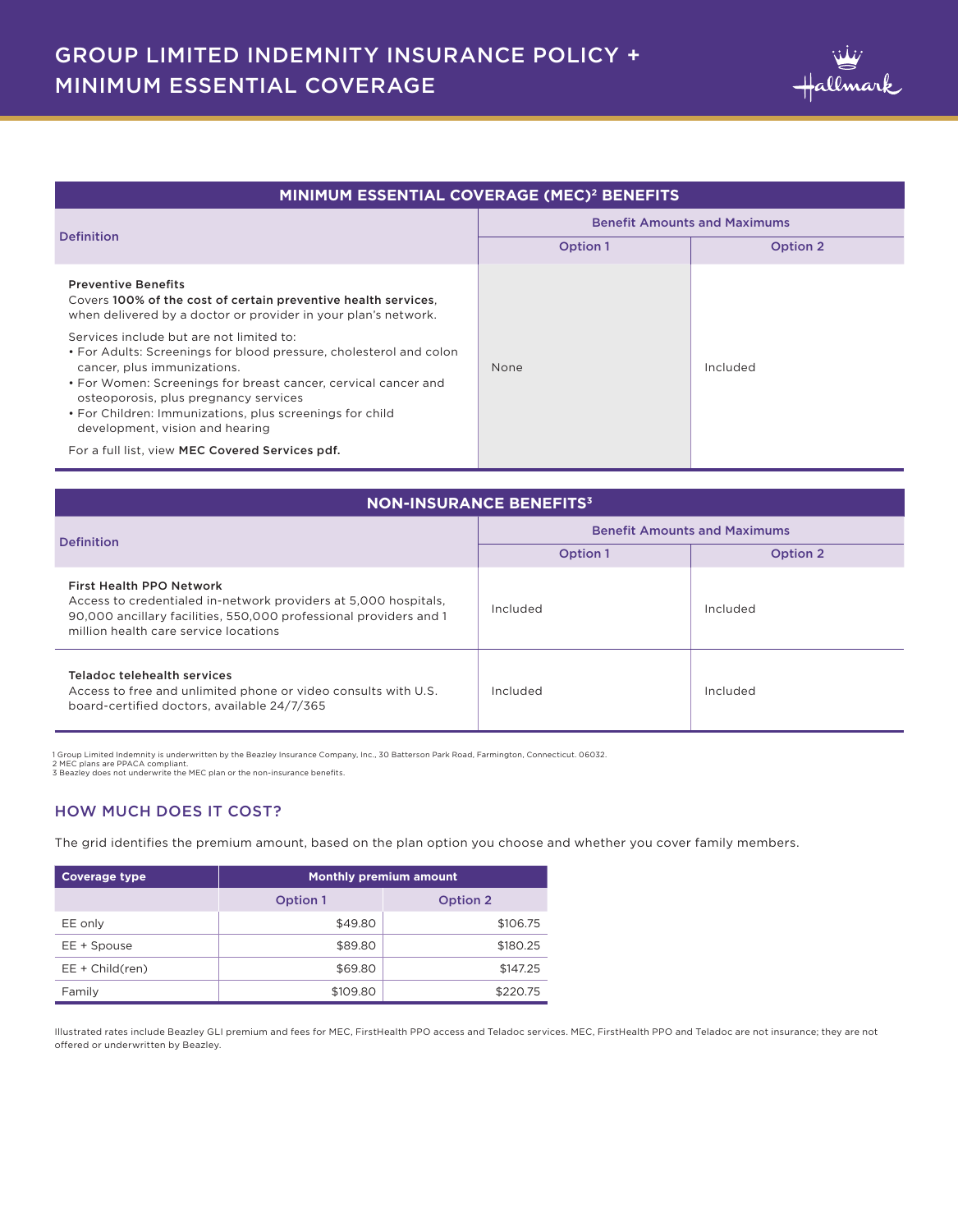# GROUP LIMITED INDEMNITY INSURANCE POLICY + MINIMUM ESSENTIAL COVERAGE

| MINIMUM ESSENTIAL COVERAGE (MEC)[2] BENEFITS | | |
|---|---|---|
| Definition | Benefit Amounts and Maximums | |
| | Option 1 | Option 2 |
| **Preventive Benefits**<br>Covers **100% of the cost of certain preventive health services**, when delivered by a doctor or provider in your plan's network.<br><br>Services include but are not limited to:<br>• For Adults: Screenings for blood pressure, cholesterol and colon cancer, plus immunizations.<br>• For Women: Screenings for breast cancer, cervical cancer and osteoporosis, plus pregnancy services<br>• For Children: Immunizations, plus screenings for child development, vision and hearing<br><br>For a full list, view **MEC Covered Services pdf.** | None | Included |

| NON-INSURANCE BENEFITS[3] | | |
|---|---|---|
| Definition | Benefit Amounts and Maximums | |
| | Option 1 | Option 2 |
| **First Health PPO Network**<br>Access to credentialed in-network providers at 5,000 hospitals, 90,000 ancillary facilities, 550,000 professional providers and 1 million health care service locations | Included | Included |
| **Teladoc telehealth services**<br>Access to free and unlimited phone or video consults with U.S. board-certified doctors, available 24/7/365 | Included | Included |

1 Group Limited Indemnity is underwritten by the Beazley Insurance Company, Inc., 30 Batterson Park Road, Farmington, Connecticut. 06032.
2 MEC plans are PPACA compliant.
3 Beazley does not underwrite the MEC plan or the non-insurance benefits.

## HOW MUCH DOES IT COST?

The grid identifies the premium amount, based on the plan option you choose and whether you cover family members.

| Coverage type | Monthly premium amount | |
|---|---|---|
| | Option 1 | Option 2 |
| EE only | $49.80 | $106.75 |
| EE + Spouse | $89.80 | $180.25 |
| EE + Child(ren) | $69.80 | $147.25 |
| Family | $109.80 | $220.75 |

Illustrated rates include Beazley GLI premium and fees for MEC, FirstHealth PPO access and Teladoc services. MEC, FirstHealth PPO and Teladoc are not insurance; they are not offered or underwritten by Beazley.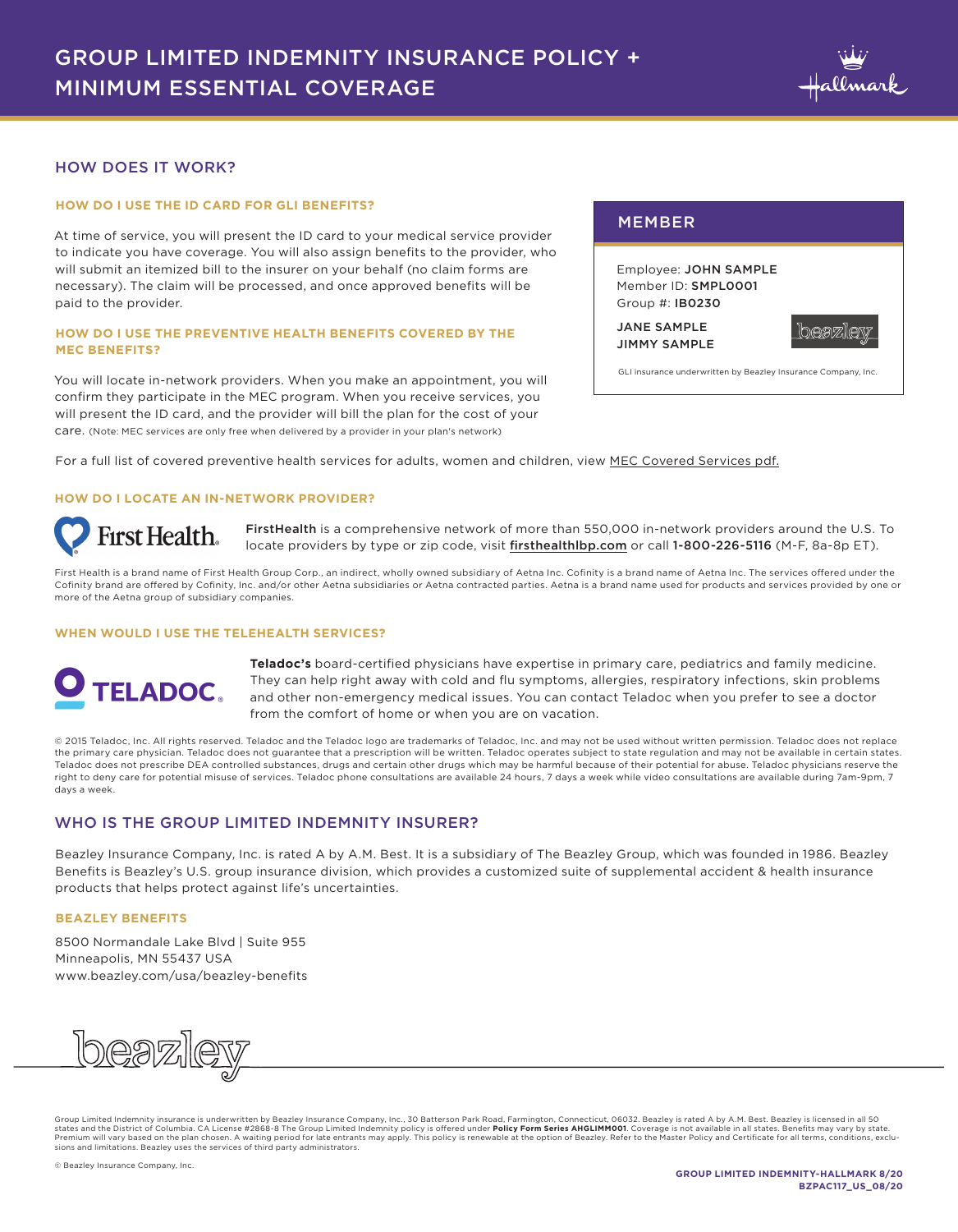# GROUP LIMITED INDEMNITY INSURANCE POLICY + MINIMUM ESSENTIAL COVERAGE

## HOW DOES IT WORK?

### HOW DO I USE THE ID CARD FOR GLI BENEFITS?

At time of service, you will present the ID card to your medical service provider to indicate you have coverage. You will also assign benefits to the provider, who will submit an itemized bill to the insurer on your behalf (no claim forms are necessary). The claim will be processed, and once approved benefits will be paid to the provider.

### HOW DO I USE THE PREVENTIVE HEALTH BENEFITS COVERED BY THE MEC BENEFITS?

You will locate in-network providers. When you make an appointment, you will confirm they participate in the MEC program. When you receive services, you will present the ID card, and the provider will bill the plan for the cost of your care. (Note: MEC services are only free when delivered by a provider in your plan's network)

**MEMBER**

Employee: JOHN SAMPLE
Member ID: SMPL0001
Group #: IB0230

JANE SAMPLE
JIMMY SAMPLE

GLI insurance underwritten by Beazley Insurance Company, Inc.

For a full list of covered preventive health services for adults, women and children, view MEC Covered Services pdf.

### HOW DO I LOCATE AN IN-NETWORK PROVIDER?

**FirstHealth** is a comprehensive network of more than 550,000 in-network providers around the U.S. To locate providers by type or zip code, visit firsthealthlbp.com or call **1-800-226-5116** (M-F, 8a-8p ET).

First Health is a brand name of First Health Group Corp., an indirect, wholly owned subsidiary of Aetna Inc. Cofinity is a brand name of Aetna Inc. The services offered under the Cofinity brand are offered by Cofinity, Inc. and/or other Aetna subsidiaries or Aetna contracted parties. Aetna is a brand name used for products and services provided by one or more of the Aetna group of subsidiary companies.

### WHEN WOULD I USE THE TELEHEALTH SERVICES?

**Teladoc's** board-certified physicians have expertise in primary care, pediatrics and family medicine. They can help right away with cold and flu symptoms, allergies, respiratory infections, skin problems and other non-emergency medical issues. You can contact Teladoc when you prefer to see a doctor from the comfort of home or when you are on vacation.

© 2015 Teladoc, Inc. All rights reserved. Teladoc and the Teladoc logo are trademarks of Teladoc, Inc. and may not be used without written permission. Teladoc does not replace the primary care physician. Teladoc does not guarantee that a prescription will be written. Teladoc operates subject to state regulation and may not be available in certain states. Teladoc does not prescribe DEA controlled substances, drugs and certain other drugs which may be harmful because of their potential for abuse. Teladoc physicians reserve the right to deny care for potential misuse of services. Teladoc phone consultations are available 24 hours, 7 days a week while video consultations are available during 7am-9pm, 7 days a week.

## WHO IS THE GROUP LIMITED INDEMNITY INSURER?

Beazley Insurance Company, Inc. is rated A by A.M. Best. It is a subsidiary of The Beazley Group, which was founded in 1986. Beazley Benefits is Beazley's U.S. group insurance division, which provides a customized suite of supplemental accident & health insurance products that helps protect against life's uncertainties.

### BEAZLEY BENEFITS

8500 Normandale Lake Blvd | Suite 955
Minneapolis, MN 55437 USA
www.beazley.com/usa/beazley-benefits

Group Limited Indemnity insurance is underwritten by Beazley Insurance Company, Inc., 30 Batterson Park Road, Farmington, Connecticut, 06032. Beazley is rated A by A.M. Best. Beazley is licensed in all 50 states and the District of Columbia. CA License #2868-8 The Group Limited Indemnity policy is offered under **Policy Form Series AHGLIMM001**. Coverage is not available in all states. Benefits may vary by state. Premium will vary based on the plan chosen. A waiting period for late entrants may apply. This policy is renewable at the option of Beazley. Refer to the Master Policy and Certificate for all terms, conditions, exclusions and limitations. Beazley uses the services of third party administrators.

© Beazley Insurance Company, Inc.

**GROUP LIMITED INDEMNITY-HALLMARK 8/20**
**BZPAC117_US_08/20**